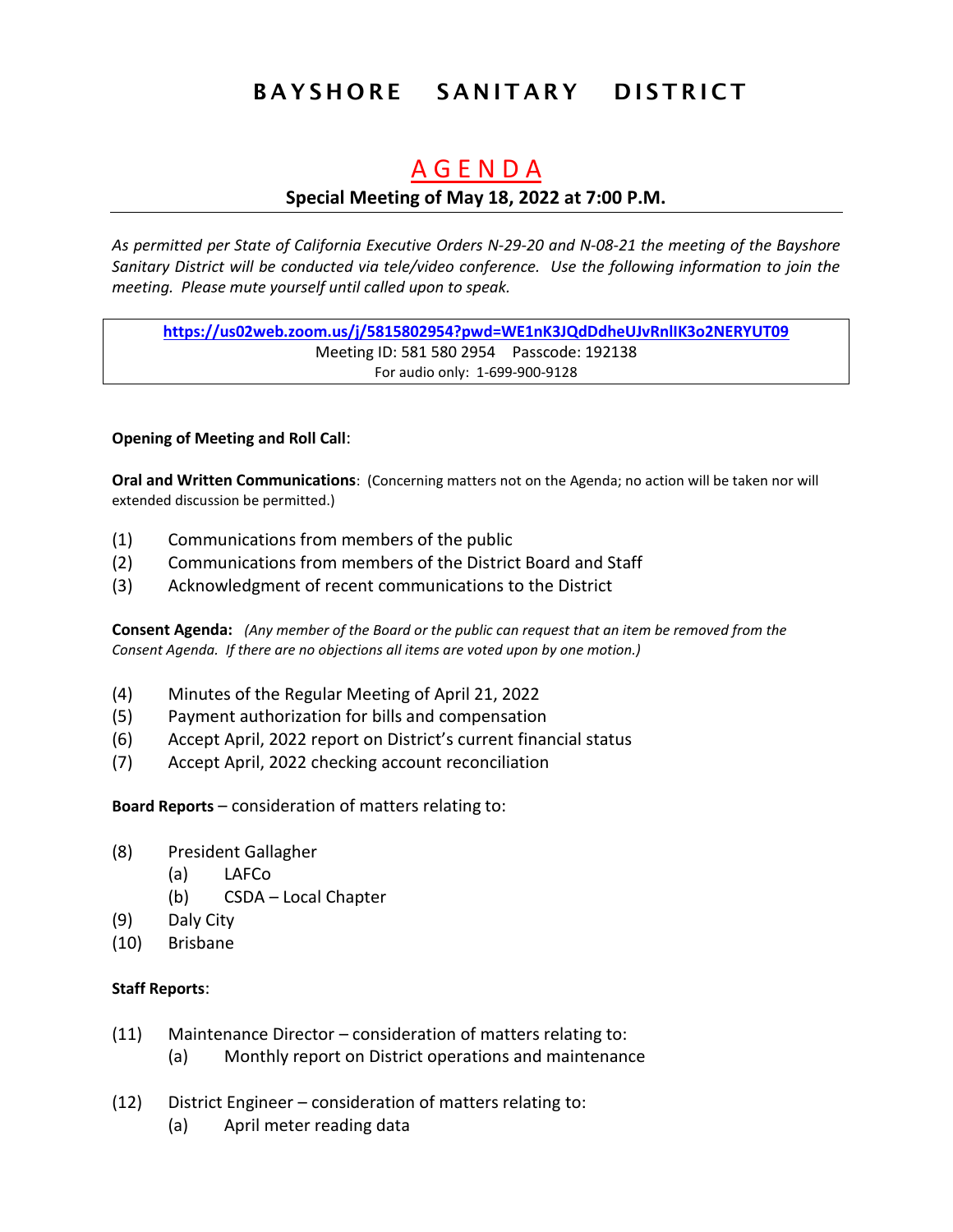# BAYSHORE SANITARY DISTRICT

## AGENDA

### Special Meeting of May 18, 2022 at 7:00 P.M.

*As permitted per State of California Executive Orders N-29-20 and N-08-21 the meeting of the Bayshore Sanitary District will be conducted via tele/video conference. Use the following information to join the meeting. Please mute yourself until called upon to speak.*

**https://us02web.zoom.us/j/5815802954?pwd=WE1nK3JQdDdheUJvRnlIK3o2NERYUT09**
Meeting ID: 581 580 2954 Passcode: 192138
For audio only: 1-699-900-9128

**Opening of Meeting and Roll Call**:

**Oral and Written Communications**: (Concerning matters not on the Agenda; no action will be taken nor will extended discussion be permitted.)

(1) Communications from members of the public
(2) Communications from members of the District Board and Staff
(3) Acknowledgment of recent communications to the District

**Consent Agenda:** *(Any member of the Board or the public can request that an item be removed from the Consent Agenda. If there are no objections all items are voted upon by one motion.)*

(4) Minutes of the Regular Meeting of April 21, 2022
(5) Payment authorization for bills and compensation
(6) Accept April, 2022 report on District's current financial status
(7) Accept April, 2022 checking account reconciliation

**Board Reports** – consideration of matters relating to:

(8) President Gallagher
  (a) LAFCo
  (b) CSDA – Local Chapter
(9) Daly City
(10) Brisbane

**Staff Reports**:

(11) Maintenance Director – consideration of matters relating to:
  (a) Monthly report on District operations and maintenance

(12) District Engineer – consideration of matters relating to:
  (a) April meter reading data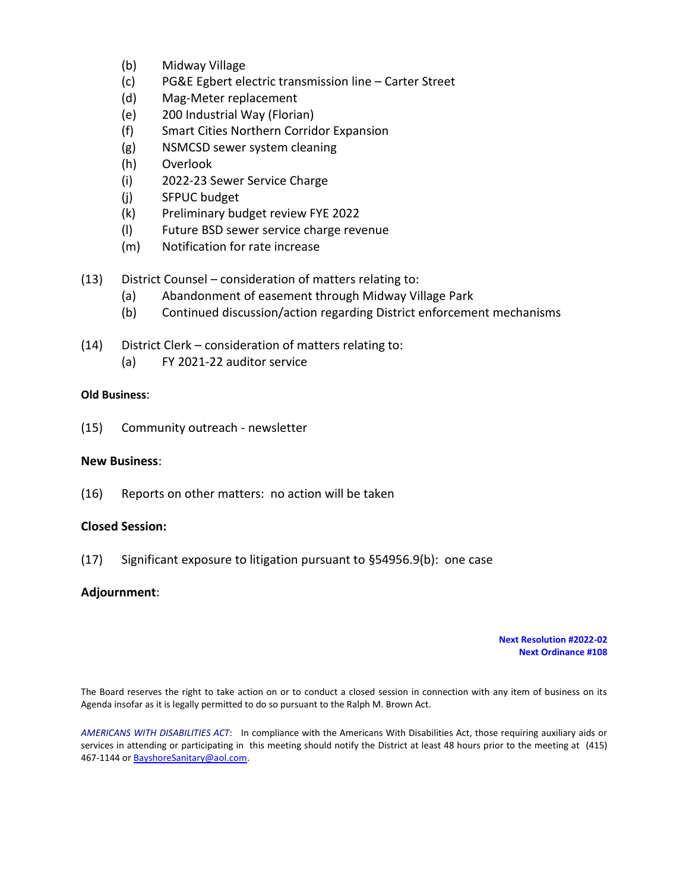(b) Midway Village
(c) PG&E Egbert electric transmission line – Carter Street
(d) Mag-Meter replacement
(e) 200 Industrial Way (Florian)
(f) Smart Cities Northern Corridor Expansion
(g) NSMCSD sewer system cleaning
(h) Overlook
(i) 2022-23 Sewer Service Charge
(j) SFPUC budget
(k) Preliminary budget review FYE 2022
(l) Future BSD sewer service charge revenue
(m) Notification for rate increase

(13) District Counsel – consideration of matters relating to:
(a) Abandonment of easement through Midway Village Park
(b) Continued discussion/action regarding District enforcement mechanisms

(14) District Clerk – consideration of matters relating to:
(a) FY 2021-22 auditor service

**Old Business**:

(15) Community outreach - newsletter

**New Business**:

(16) Reports on other matters: no action will be taken

**Closed Session:**

(17) Significant exposure to litigation pursuant to §54956.9(b): one case

**Adjournment**:

**Next Resolution #2022-02**
**Next Ordinance #108**

The Board reserves the right to take action on or to conduct a closed session in connection with any item of business on its Agenda insofar as it is legally permitted to do so pursuant to the Ralph M. Brown Act.

*AMERICANS WITH DISABILITIES ACT*: In compliance with the Americans With Disabilities Act, those requiring auxiliary aids or services in attending or participating in this meeting should notify the District at least 48 hours prior to the meeting at (415) 467-1144 or BayshoreSanitary@aol.com.